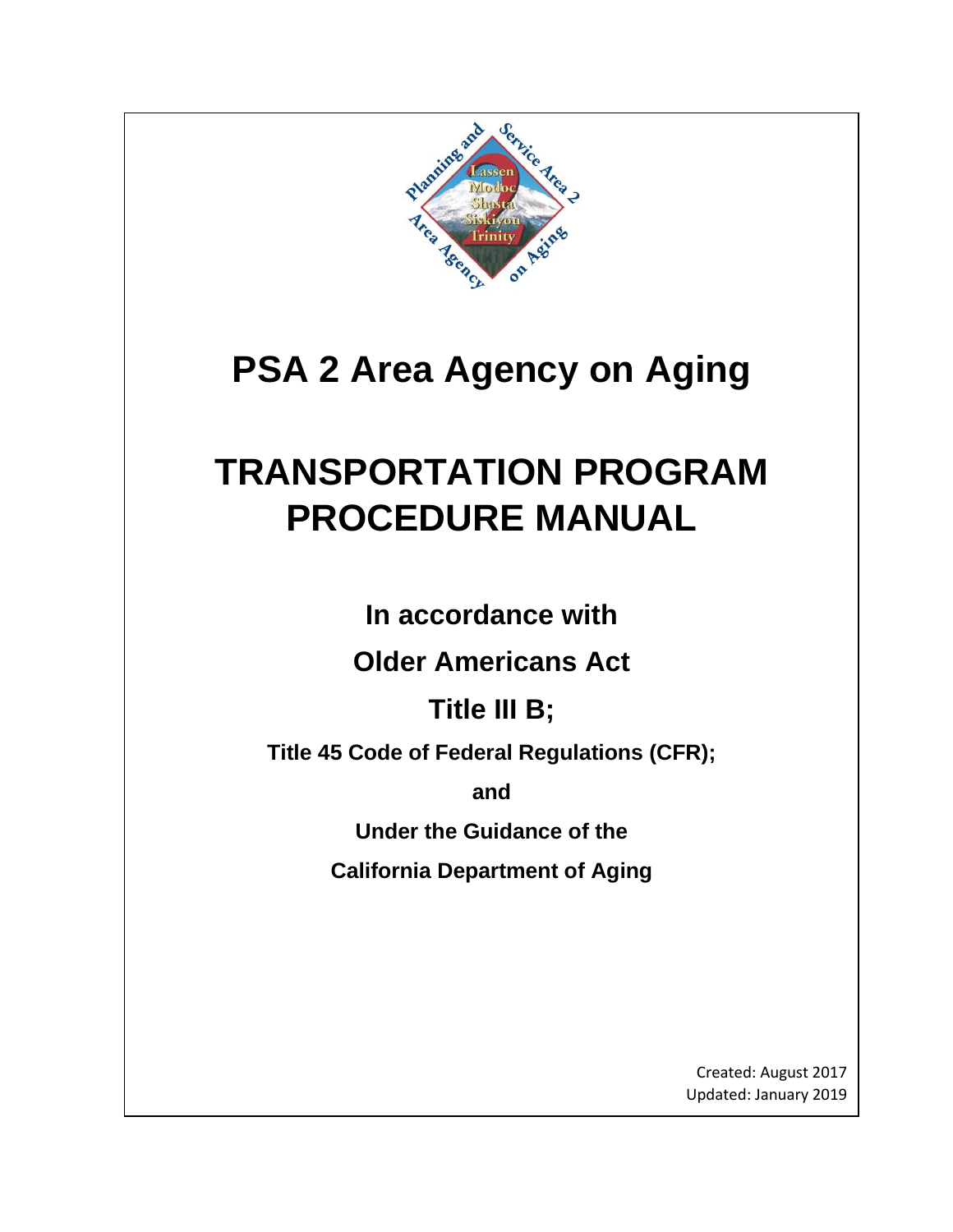# PSA 2 Area Agency on Aging

# TRANSPORTATION PROGRAM PROCEDURE MANUAL

**In accordance with**

**Older Americans Act**

**Title III B;**

**Title 45 Code of Federal Regulations (CFR);**

**and**

**Under the Guidance of the**

**California Department of Aging**

Created: August 2017
Updated: January 2019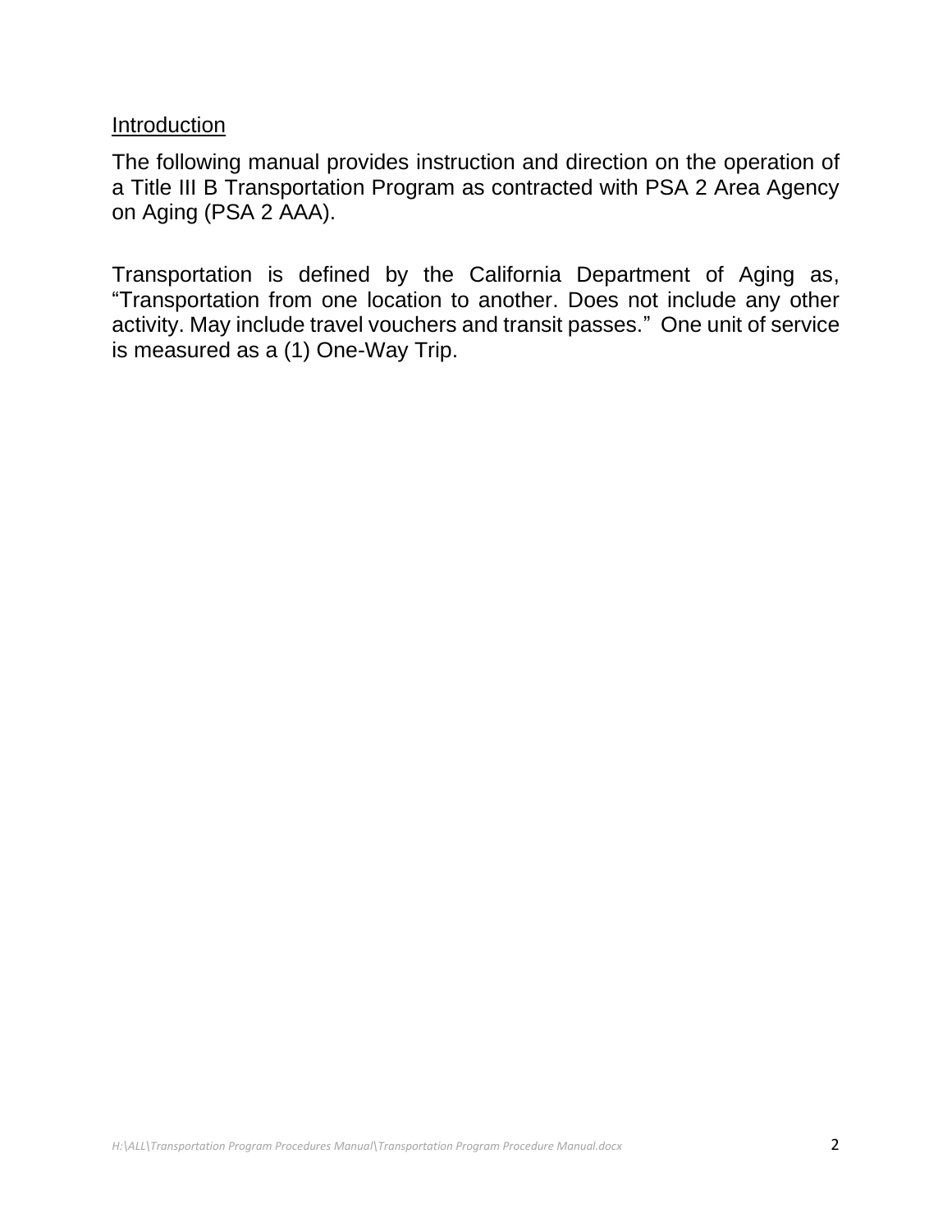## Introduction

The following manual provides instruction and direction on the operation of a Title III B Transportation Program as contracted with PSA 2 Area Agency on Aging (PSA 2 AAA).

Transportation is defined by the California Department of Aging as, "Transportation from one location to another. Does not include any other activity. May include travel vouchers and transit passes." One unit of service is measured as a (1) One-Way Trip.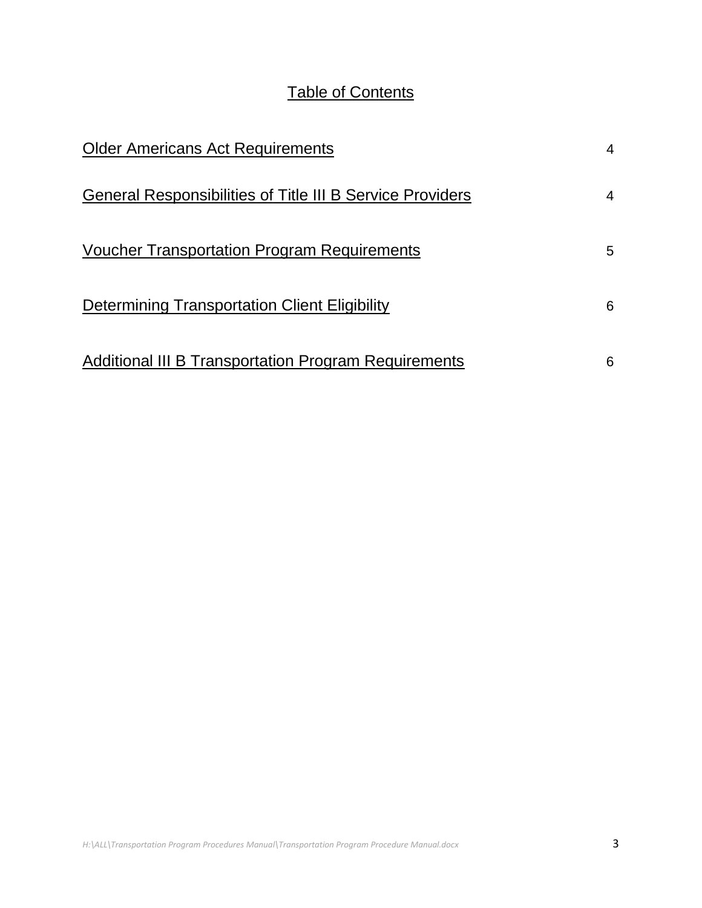# Table of Contents

| | |
|---|---|
| Older Americans Act Requirements | 4 |
| General Responsibilities of Title III B Service Providers | 4 |
| Voucher Transportation Program Requirements | 5 |
| Determining Transportation Client Eligibility | 6 |
| Additional III B Transportation Program Requirements | 6 |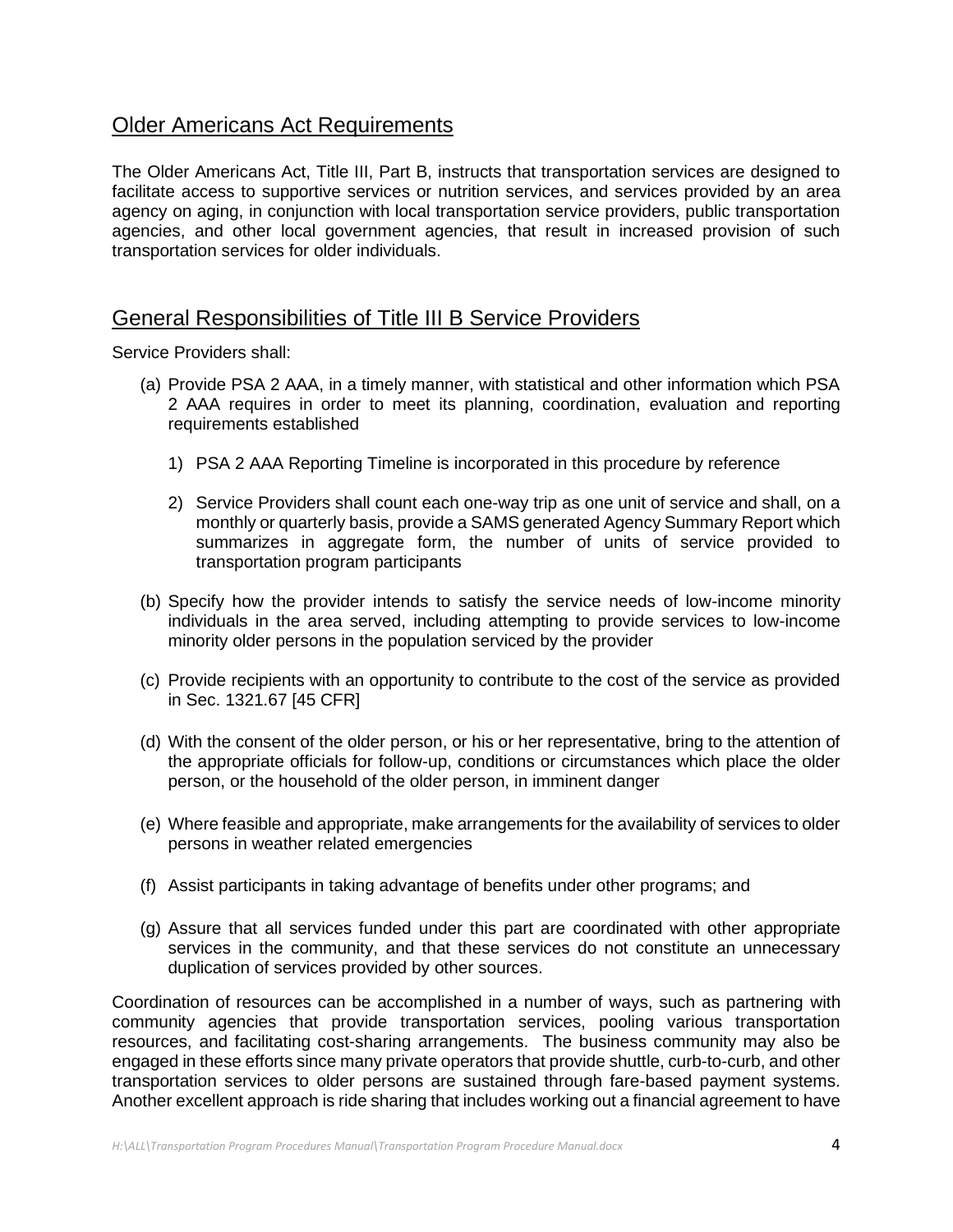## Older Americans Act Requirements

The Older Americans Act, Title III, Part B, instructs that transportation services are designed to facilitate access to supportive services or nutrition services, and services provided by an area agency on aging, in conjunction with local transportation service providers, public transportation agencies, and other local government agencies, that result in increased provision of such transportation services for older individuals.

## General Responsibilities of Title III B Service Providers

Service Providers shall:

(a) Provide PSA 2 AAA, in a timely manner, with statistical and other information which PSA 2 AAA requires in order to meet its planning, coordination, evaluation and reporting requirements established

1) PSA 2 AAA Reporting Timeline is incorporated in this procedure by reference

2) Service Providers shall count each one-way trip as one unit of service and shall, on a monthly or quarterly basis, provide a SAMS generated Agency Summary Report which summarizes in aggregate form, the number of units of service provided to transportation program participants

(b) Specify how the provider intends to satisfy the service needs of low-income minority individuals in the area served, including attempting to provide services to low-income minority older persons in the population serviced by the provider

(c) Provide recipients with an opportunity to contribute to the cost of the service as provided in Sec. 1321.67 [45 CFR]

(d) With the consent of the older person, or his or her representative, bring to the attention of the appropriate officials for follow-up, conditions or circumstances which place the older person, or the household of the older person, in imminent danger

(e) Where feasible and appropriate, make arrangements for the availability of services to older persons in weather related emergencies

(f) Assist participants in taking advantage of benefits under other programs; and

(g) Assure that all services funded under this part are coordinated with other appropriate services in the community, and that these services do not constitute an unnecessary duplication of services provided by other sources.

Coordination of resources can be accomplished in a number of ways, such as partnering with community agencies that provide transportation services, pooling various transportation resources, and facilitating cost-sharing arrangements. The business community may also be engaged in these efforts since many private operators that provide shuttle, curb-to-curb, and other transportation services to older persons are sustained through fare-based payment systems. Another excellent approach is ride sharing that includes working out a financial agreement to have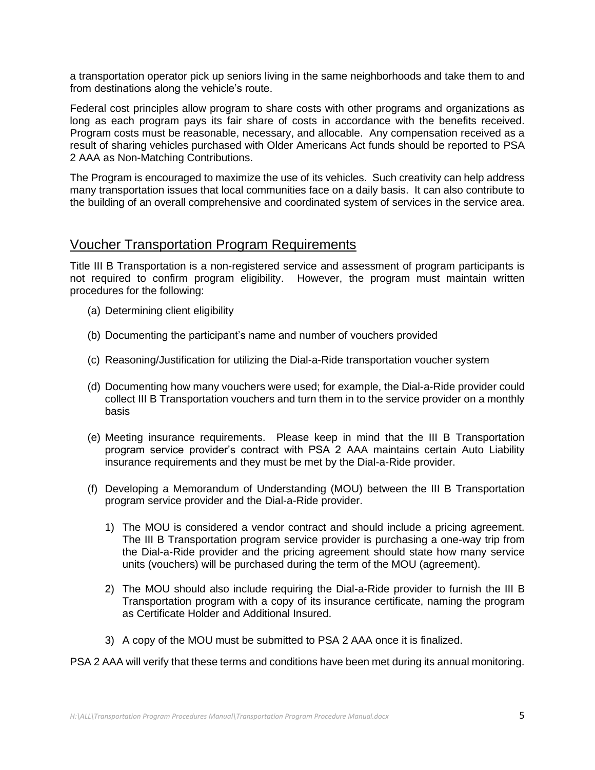a transportation operator pick up seniors living in the same neighborhoods and take them to and from destinations along the vehicle's route.

Federal cost principles allow program to share costs with other programs and organizations as long as each program pays its fair share of costs in accordance with the benefits received. Program costs must be reasonable, necessary, and allocable. Any compensation received as a result of sharing vehicles purchased with Older Americans Act funds should be reported to PSA 2 AAA as Non-Matching Contributions.

The Program is encouraged to maximize the use of its vehicles. Such creativity can help address many transportation issues that local communities face on a daily basis. It can also contribute to the building of an overall comprehensive and coordinated system of services in the service area.

## Voucher Transportation Program Requirements

Title III B Transportation is a non-registered service and assessment of program participants is not required to confirm program eligibility. However, the program must maintain written procedures for the following:

(a) Determining client eligibility

(b) Documenting the participant's name and number of vouchers provided

(c) Reasoning/Justification for utilizing the Dial-a-Ride transportation voucher system

(d) Documenting how many vouchers were used; for example, the Dial-a-Ride provider could collect III B Transportation vouchers and turn them in to the service provider on a monthly basis

(e) Meeting insurance requirements. Please keep in mind that the III B Transportation program service provider's contract with PSA 2 AAA maintains certain Auto Liability insurance requirements and they must be met by the Dial-a-Ride provider.

(f) Developing a Memorandum of Understanding (MOU) between the III B Transportation program service provider and the Dial-a-Ride provider.

1) The MOU is considered a vendor contract and should include a pricing agreement. The III B Transportation program service provider is purchasing a one-way trip from the Dial-a-Ride provider and the pricing agreement should state how many service units (vouchers) will be purchased during the term of the MOU (agreement).

2) The MOU should also include requiring the Dial-a-Ride provider to furnish the III B Transportation program with a copy of its insurance certificate, naming the program as Certificate Holder and Additional Insured.

3) A copy of the MOU must be submitted to PSA 2 AAA once it is finalized.

PSA 2 AAA will verify that these terms and conditions have been met during its annual monitoring.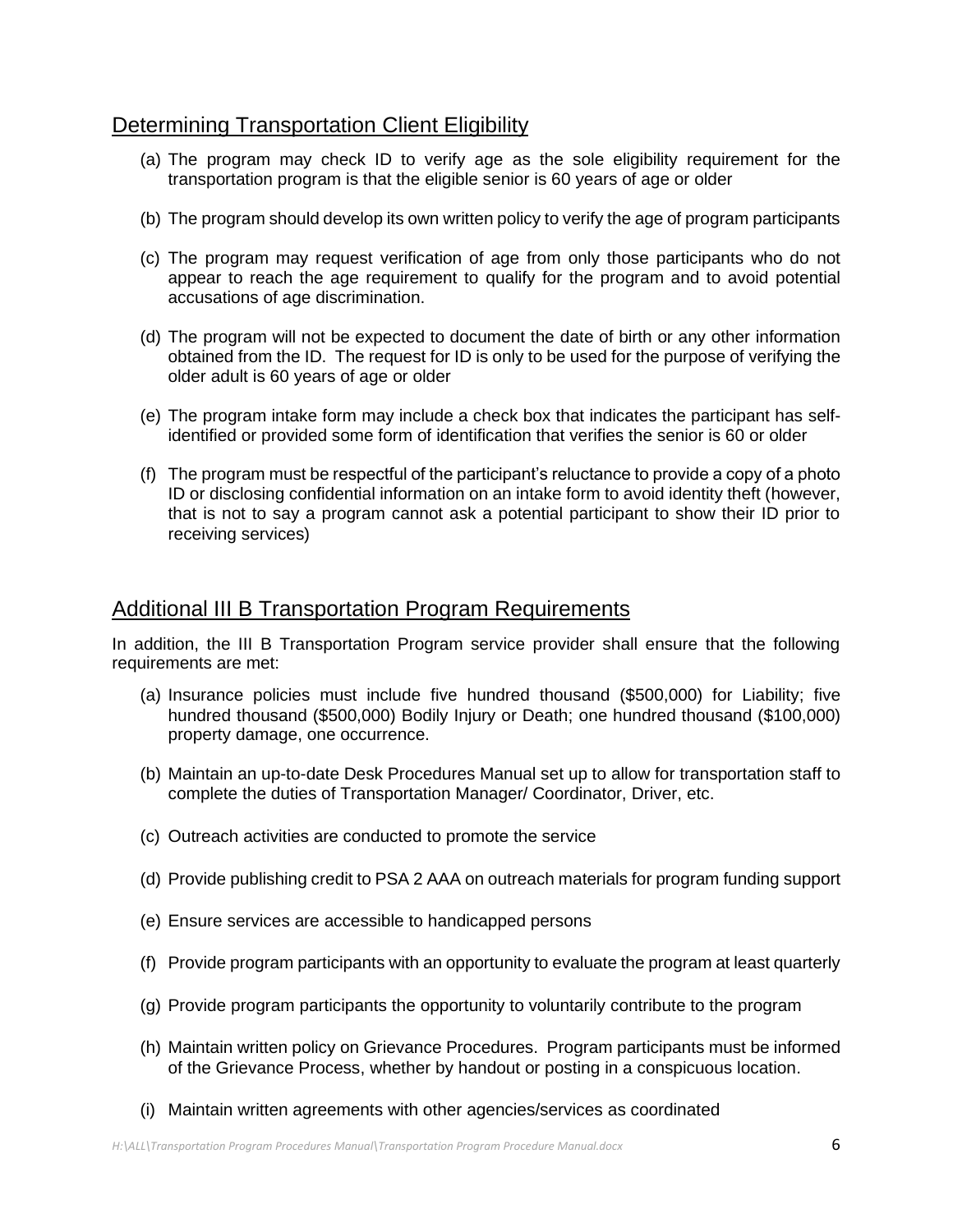## Determining Transportation Client Eligibility

(a) The program may check ID to verify age as the sole eligibility requirement for the transportation program is that the eligible senior is 60 years of age or older

(b) The program should develop its own written policy to verify the age of program participants

(c) The program may request verification of age from only those participants who do not appear to reach the age requirement to qualify for the program and to avoid potential accusations of age discrimination.

(d) The program will not be expected to document the date of birth or any other information obtained from the ID. The request for ID is only to be used for the purpose of verifying the older adult is 60 years of age or older

(e) The program intake form may include a check box that indicates the participant has self-identified or provided some form of identification that verifies the senior is 60 or older

(f) The program must be respectful of the participant's reluctance to provide a copy of a photo ID or disclosing confidential information on an intake form to avoid identity theft (however, that is not to say a program cannot ask a potential participant to show their ID prior to receiving services)

## Additional III B Transportation Program Requirements

In addition, the III B Transportation Program service provider shall ensure that the following requirements are met:

(a) Insurance policies must include five hundred thousand ($500,000) for Liability; five hundred thousand ($500,000) Bodily Injury or Death; one hundred thousand ($100,000) property damage, one occurrence.

(b) Maintain an up-to-date Desk Procedures Manual set up to allow for transportation staff to complete the duties of Transportation Manager/ Coordinator, Driver, etc.

(c) Outreach activities are conducted to promote the service

(d) Provide publishing credit to PSA 2 AAA on outreach materials for program funding support

(e) Ensure services are accessible to handicapped persons

(f) Provide program participants with an opportunity to evaluate the program at least quarterly

(g) Provide program participants the opportunity to voluntarily contribute to the program

(h) Maintain written policy on Grievance Procedures. Program participants must be informed of the Grievance Process, whether by handout or posting in a conspicuous location.

(i) Maintain written agreements with other agencies/services as coordinated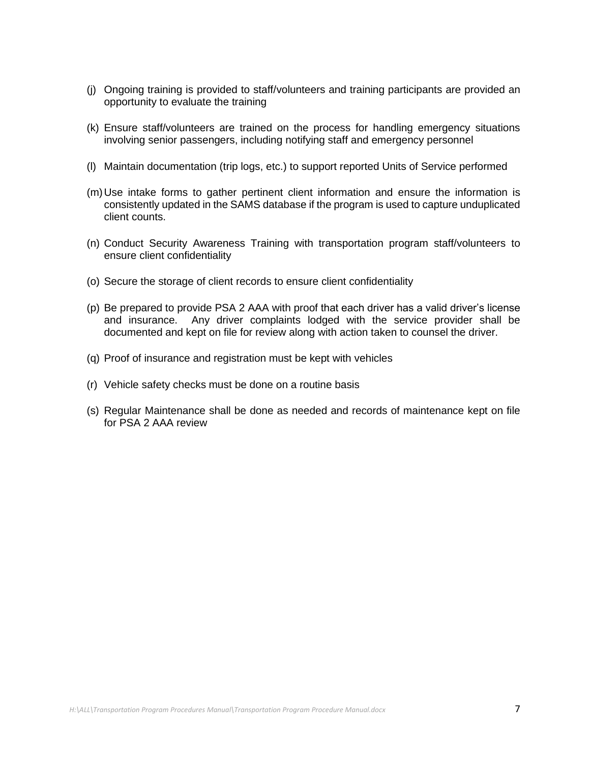(j) Ongoing training is provided to staff/volunteers and training participants are provided an opportunity to evaluate the training

(k) Ensure staff/volunteers are trained on the process for handling emergency situations involving senior passengers, including notifying staff and emergency personnel

(l) Maintain documentation (trip logs, etc.) to support reported Units of Service performed

(m) Use intake forms to gather pertinent client information and ensure the information is consistently updated in the SAMS database if the program is used to capture unduplicated client counts.

(n) Conduct Security Awareness Training with transportation program staff/volunteers to ensure client confidentiality

(o) Secure the storage of client records to ensure client confidentiality

(p) Be prepared to provide PSA 2 AAA with proof that each driver has a valid driver's license and insurance. Any driver complaints lodged with the service provider shall be documented and kept on file for review along with action taken to counsel the driver.

(q) Proof of insurance and registration must be kept with vehicles

(r) Vehicle safety checks must be done on a routine basis

(s) Regular Maintenance shall be done as needed and records of maintenance kept on file for PSA 2 AAA review